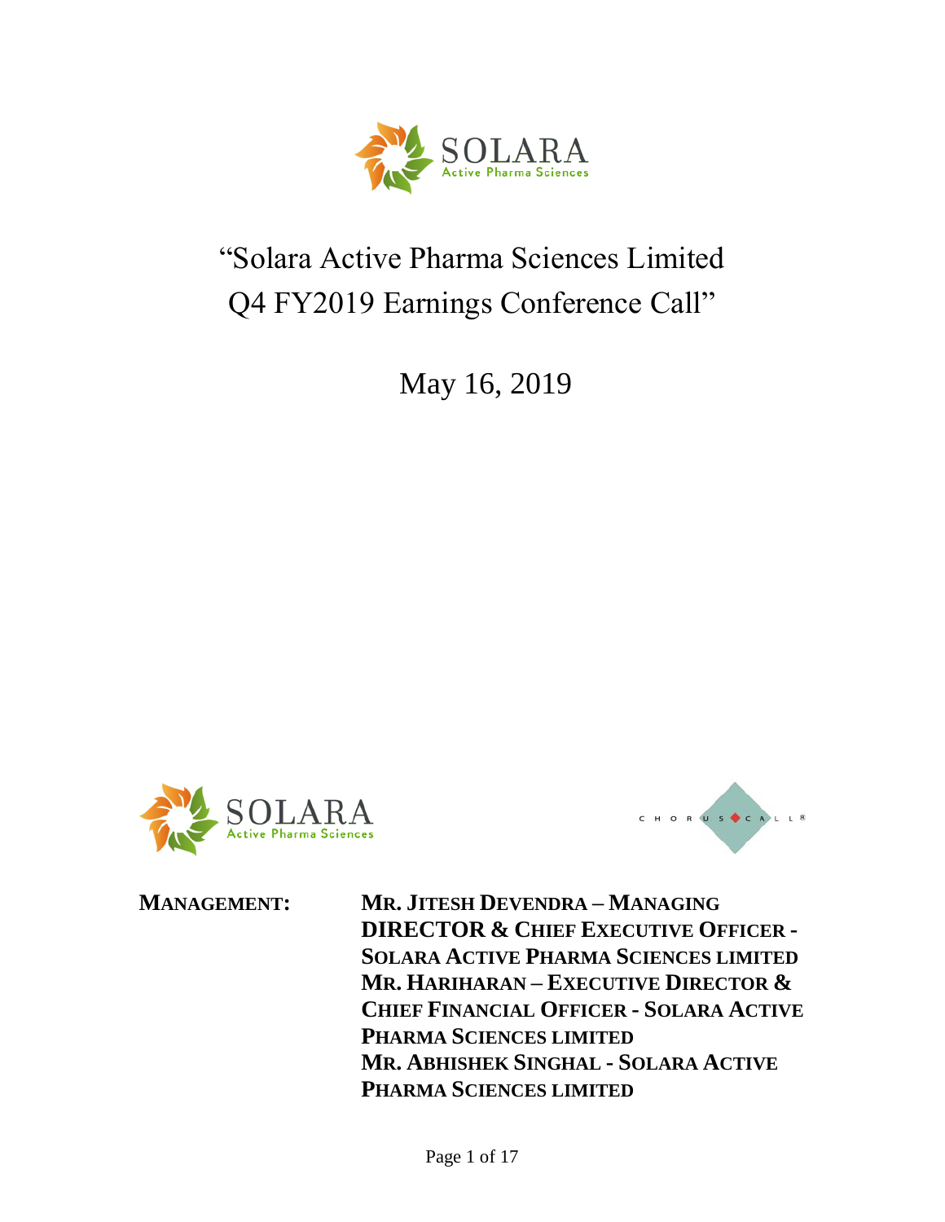# "Solara Active Pharma Sciences Limited Q4 FY2019 Earnings Conference Call"

May 16, 2019

**MANAGEMENT:**

**MR. JITESH DEVENDRA – MANAGING DIRECTOR & CHIEF EXECUTIVE OFFICER - SOLARA ACTIVE PHARMA SCIENCES LIMITED**

**MR. HARIHARAN – EXECUTIVE DIRECTOR & CHIEF FINANCIAL OFFICER - SOLARA ACTIVE PHARMA SCIENCES LIMITED**

**MR. ABHISHEK SINGHAL - SOLARA ACTIVE PHARMA SCIENCES LIMITED**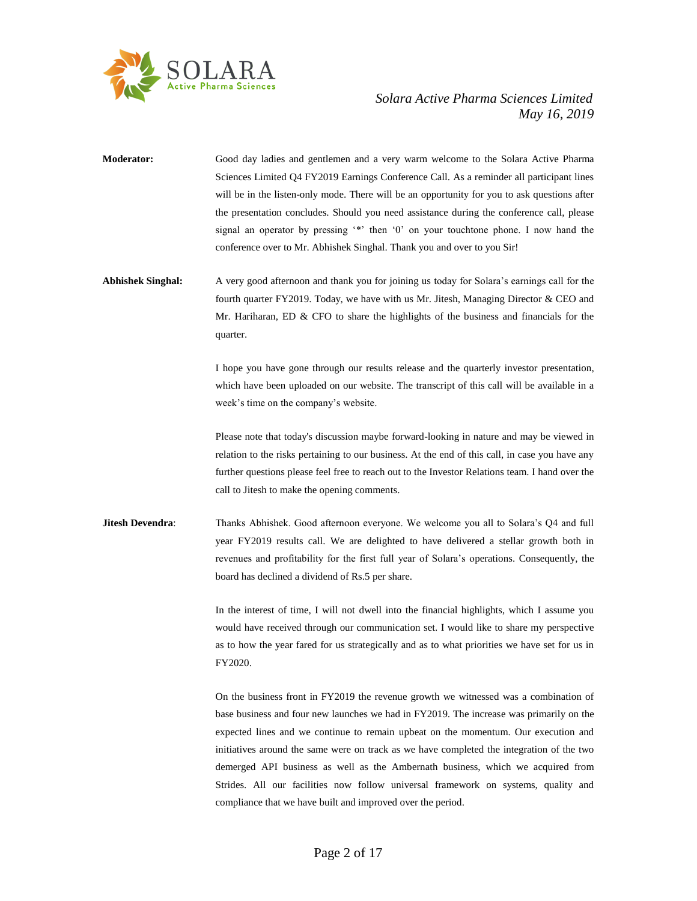**Moderator:** Good day ladies and gentlemen and a very warm welcome to the Solara Active Pharma Sciences Limited Q4 FY2019 Earnings Conference Call. As a reminder all participant lines will be in the listen-only mode. There will be an opportunity for you to ask questions after the presentation concludes. Should you need assistance during the conference call, please signal an operator by pressing '*' then '0' on your touchtone phone. I now hand the conference over to Mr. Abhishek Singhal. Thank you and over to you Sir!

**Abhishek Singhal:** A very good afternoon and thank you for joining us today for Solara's earnings call for the fourth quarter FY2019. Today, we have with us Mr. Jitesh, Managing Director & CEO and Mr. Hariharan, ED & CFO to share the highlights of the business and financials for the quarter.

I hope you have gone through our results release and the quarterly investor presentation, which have been uploaded on our website. The transcript of this call will be available in a week's time on the company's website.

Please note that today's discussion maybe forward-looking in nature and may be viewed in relation to the risks pertaining to our business. At the end of this call, in case you have any further questions please feel free to reach out to the Investor Relations team. I hand over the call to Jitesh to make the opening comments.

**Jitesh Devendra**: Thanks Abhishek. Good afternoon everyone. We welcome you all to Solara's Q4 and full year FY2019 results call. We are delighted to have delivered a stellar growth both in revenues and profitability for the first full year of Solara's operations. Consequently, the board has declined a dividend of Rs.5 per share.

In the interest of time, I will not dwell into the financial highlights, which I assume you would have received through our communication set. I would like to share my perspective as to how the year fared for us strategically and as to what priorities we have set for us in FY2020.

On the business front in FY2019 the revenue growth we witnessed was a combination of base business and four new launches we had in FY2019. The increase was primarily on the expected lines and we continue to remain upbeat on the momentum. Our execution and initiatives around the same were on track as we have completed the integration of the two demerged API business as well as the Ambernath business, which we acquired from Strides. All our facilities now follow universal framework on systems, quality and compliance that we have built and improved over the period.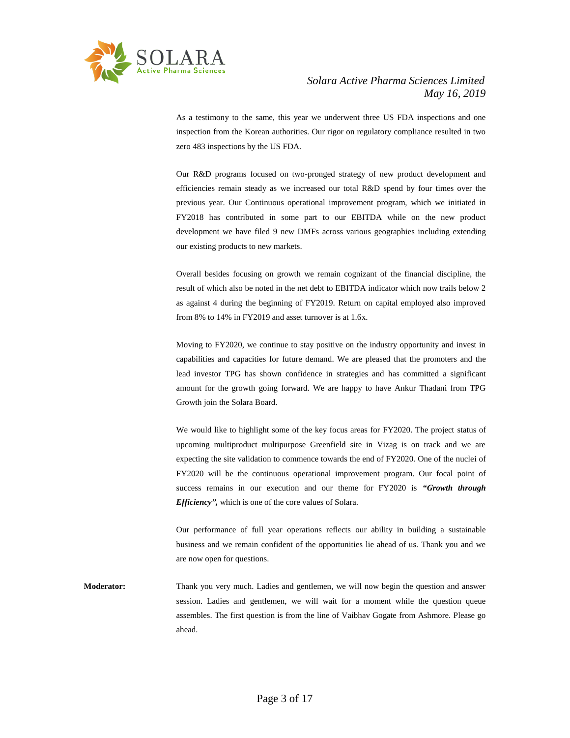As a testimony to the same, this year we underwent three US FDA inspections and one inspection from the Korean authorities. Our rigor on regulatory compliance resulted in two zero 483 inspections by the US FDA.

Our R&D programs focused on two-pronged strategy of new product development and efficiencies remain steady as we increased our total R&D spend by four times over the previous year. Our Continuous operational improvement program, which we initiated in FY2018 has contributed in some part to our EBITDA while on the new product development we have filed 9 new DMFs across various geographies including extending our existing products to new markets.

Overall besides focusing on growth we remain cognizant of the financial discipline, the result of which also be noted in the net debt to EBITDA indicator which now trails below 2 as against 4 during the beginning of FY2019. Return on capital employed also improved from 8% to 14% in FY2019 and asset turnover is at 1.6x.

Moving to FY2020, we continue to stay positive on the industry opportunity and invest in capabilities and capacities for future demand. We are pleased that the promoters and the lead investor TPG has shown confidence in strategies and has committed a significant amount for the growth going forward. We are happy to have Ankur Thadani from TPG Growth join the Solara Board.

We would like to highlight some of the key focus areas for FY2020. The project status of upcoming multiproduct multipurpose Greenfield site in Vizag is on track and we are expecting the site validation to commence towards the end of FY2020. One of the nuclei of FY2020 will be the continuous operational improvement program. Our focal point of success remains in our execution and our theme for FY2020 is ***"Growth through Efficiency",*** which is one of the core values of Solara.

Our performance of full year operations reflects our ability in building a sustainable business and we remain confident of the opportunities lie ahead of us. Thank you and we are now open for questions.

**Moderator:** Thank you very much. Ladies and gentlemen, we will now begin the question and answer session. Ladies and gentlemen, we will wait for a moment while the question queue assembles. The first question is from the line of Vaibhav Gogate from Ashmore. Please go ahead.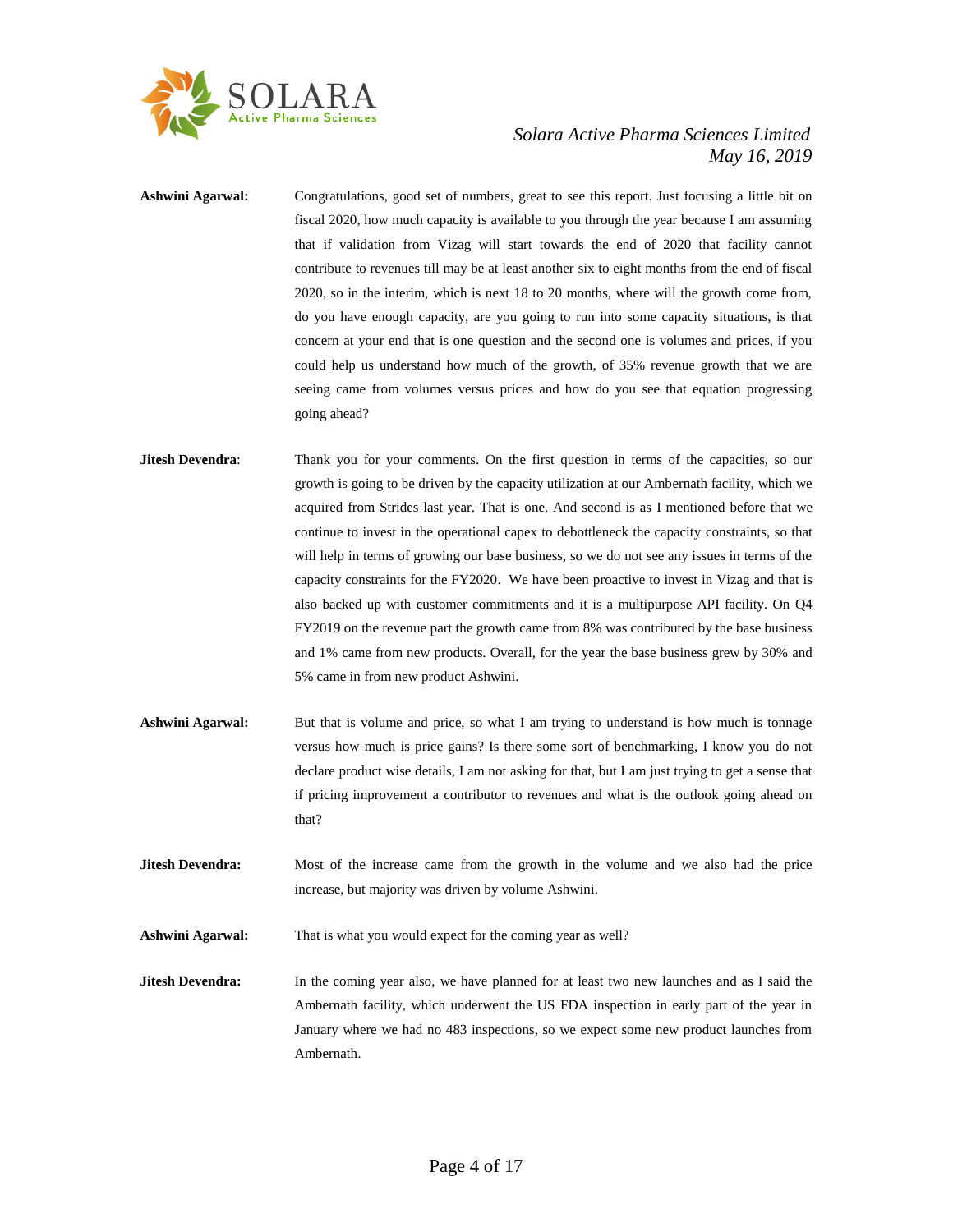**Ashwini Agarwal:** Congratulations, good set of numbers, great to see this report. Just focusing a little bit on fiscal 2020, how much capacity is available to you through the year because I am assuming that if validation from Vizag will start towards the end of 2020 that facility cannot contribute to revenues till may be at least another six to eight months from the end of fiscal 2020, so in the interim, which is next 18 to 20 months, where will the growth come from, do you have enough capacity, are you going to run into some capacity situations, is that concern at your end that is one question and the second one is volumes and prices, if you could help us understand how much of the growth, of 35% revenue growth that we are seeing came from volumes versus prices and how do you see that equation progressing going ahead?

**Jitesh Devendra**: Thank you for your comments. On the first question in terms of the capacities, so our growth is going to be driven by the capacity utilization at our Ambernath facility, which we acquired from Strides last year. That is one. And second is as I mentioned before that we continue to invest in the operational capex to debottleneck the capacity constraints, so that will help in terms of growing our base business, so we do not see any issues in terms of the capacity constraints for the FY2020. We have been proactive to invest in Vizag and that is also backed up with customer commitments and it is a multipurpose API facility. On Q4 FY2019 on the revenue part the growth came from 8% was contributed by the base business and 1% came from new products. Overall, for the year the base business grew by 30% and 5% came in from new product Ashwini.

**Ashwini Agarwal:** But that is volume and price, so what I am trying to understand is how much is tonnage versus how much is price gains? Is there some sort of benchmarking, I know you do not declare product wise details, I am not asking for that, but I am just trying to get a sense that if pricing improvement a contributor to revenues and what is the outlook going ahead on that?

**Jitesh Devendra:** Most of the increase came from the growth in the volume and we also had the price increase, but majority was driven by volume Ashwini.

**Ashwini Agarwal:** That is what you would expect for the coming year as well?

**Jitesh Devendra:** In the coming year also, we have planned for at least two new launches and as I said the Ambernath facility, which underwent the US FDA inspection in early part of the year in January where we had no 483 inspections, so we expect some new product launches from Ambernath.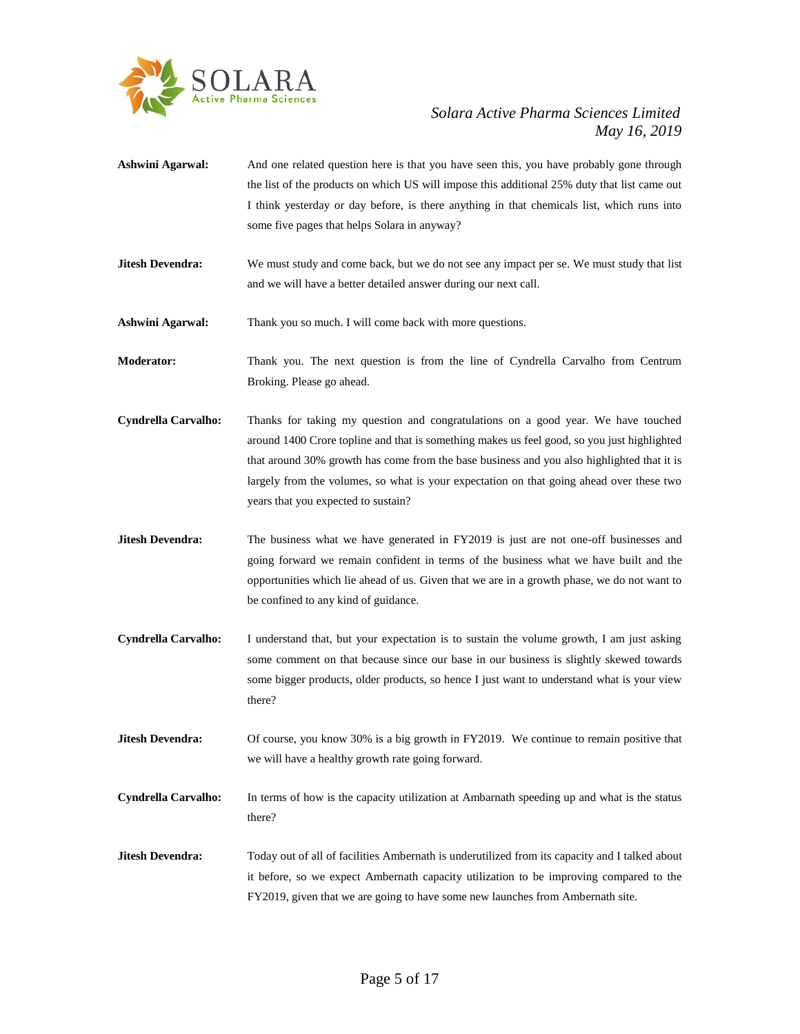**Ashwini Agarwal:** And one related question here is that you have seen this, you have probably gone through the list of the products on which US will impose this additional 25% duty that list came out I think yesterday or day before, is there anything in that chemicals list, which runs into some five pages that helps Solara in anyway?

**Jitesh Devendra:** We must study and come back, but we do not see any impact per se. We must study that list and we will have a better detailed answer during our next call.

**Ashwini Agarwal:** Thank you so much. I will come back with more questions.

**Moderator:** Thank you. The next question is from the line of Cyndrella Carvalho from Centrum Broking. Please go ahead.

**Cyndrella Carvalho:** Thanks for taking my question and congratulations on a good year. We have touched around 1400 Crore topline and that is something makes us feel good, so you just highlighted that around 30% growth has come from the base business and you also highlighted that it is largely from the volumes, so what is your expectation on that going ahead over these two years that you expected to sustain?

**Jitesh Devendra:** The business what we have generated in FY2019 is just are not one-off businesses and going forward we remain confident in terms of the business what we have built and the opportunities which lie ahead of us. Given that we are in a growth phase, we do not want to be confined to any kind of guidance.

**Cyndrella Carvalho:** I understand that, but your expectation is to sustain the volume growth, I am just asking some comment on that because since our base in our business is slightly skewed towards some bigger products, older products, so hence I just want to understand what is your view there?

**Jitesh Devendra:** Of course, you know 30% is a big growth in FY2019. We continue to remain positive that we will have a healthy growth rate going forward.

**Cyndrella Carvalho:** In terms of how is the capacity utilization at Ambarnath speeding up and what is the status there?

**Jitesh Devendra:** Today out of all of facilities Ambernath is underutilized from its capacity and I talked about it before, so we expect Ambernath capacity utilization to be improving compared to the FY2019, given that we are going to have some new launches from Ambernath site.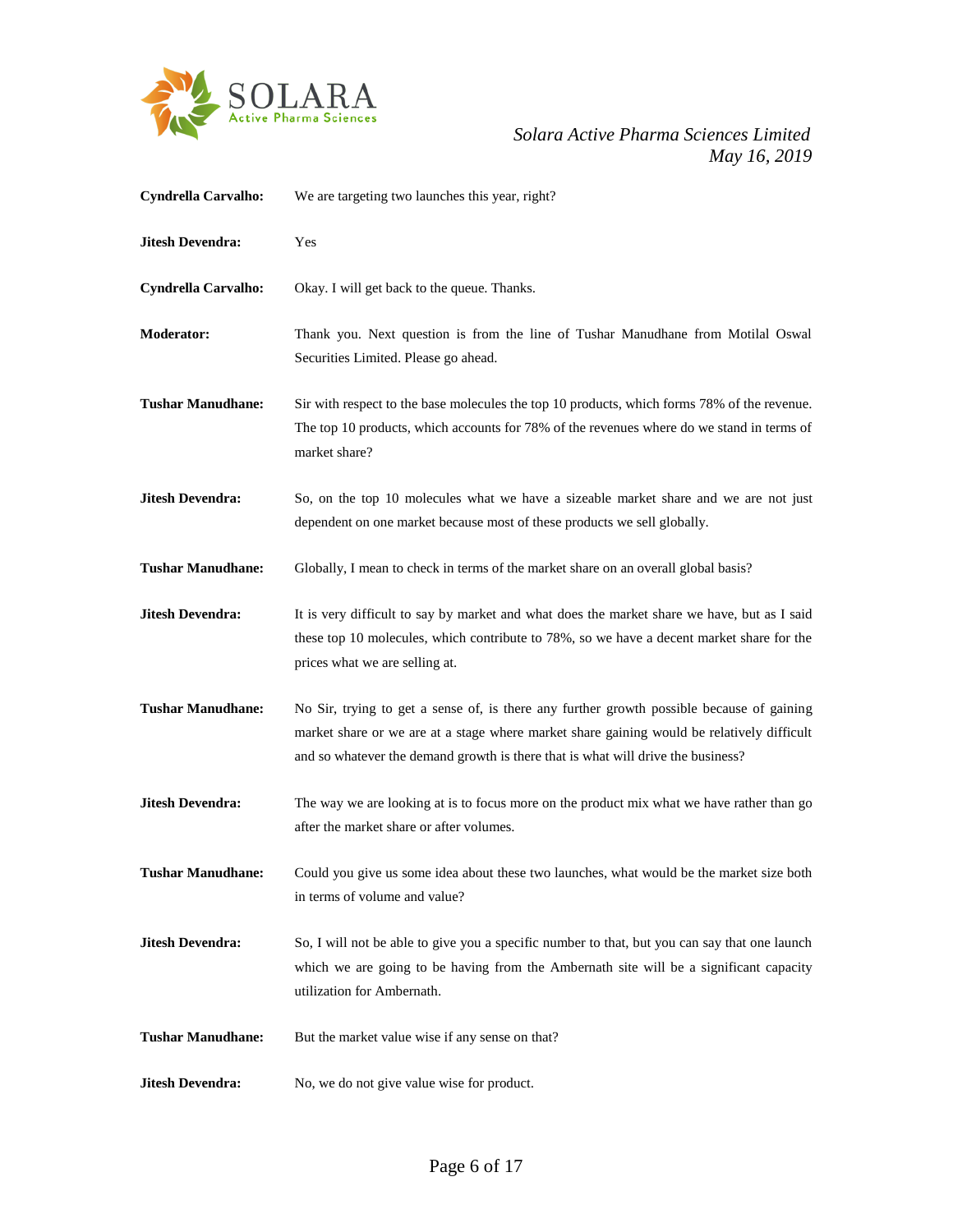**Cyndrella Carvalho:** We are targeting two launches this year, right?

**Jitesh Devendra:** Yes

**Cyndrella Carvalho:** Okay. I will get back to the queue. Thanks.

**Moderator:** Thank you. Next question is from the line of Tushar Manudhane from Motilal Oswal Securities Limited. Please go ahead.

**Tushar Manudhane:** Sir with respect to the base molecules the top 10 products, which forms 78% of the revenue. The top 10 products, which accounts for 78% of the revenues where do we stand in terms of market share?

**Jitesh Devendra:** So, on the top 10 molecules what we have a sizeable market share and we are not just dependent on one market because most of these products we sell globally.

**Tushar Manudhane:** Globally, I mean to check in terms of the market share on an overall global basis?

**Jitesh Devendra:** It is very difficult to say by market and what does the market share we have, but as I said these top 10 molecules, which contribute to 78%, so we have a decent market share for the prices what we are selling at.

**Tushar Manudhane:** No Sir, trying to get a sense of, is there any further growth possible because of gaining market share or we are at a stage where market share gaining would be relatively difficult and so whatever the demand growth is there that is what will drive the business?

**Jitesh Devendra:** The way we are looking at is to focus more on the product mix what we have rather than go after the market share or after volumes.

**Tushar Manudhane:** Could you give us some idea about these two launches, what would be the market size both in terms of volume and value?

**Jitesh Devendra:** So, I will not be able to give you a specific number to that, but you can say that one launch which we are going to be having from the Ambernath site will be a significant capacity utilization for Ambernath.

**Tushar Manudhane:** But the market value wise if any sense on that?

**Jitesh Devendra:** No, we do not give value wise for product.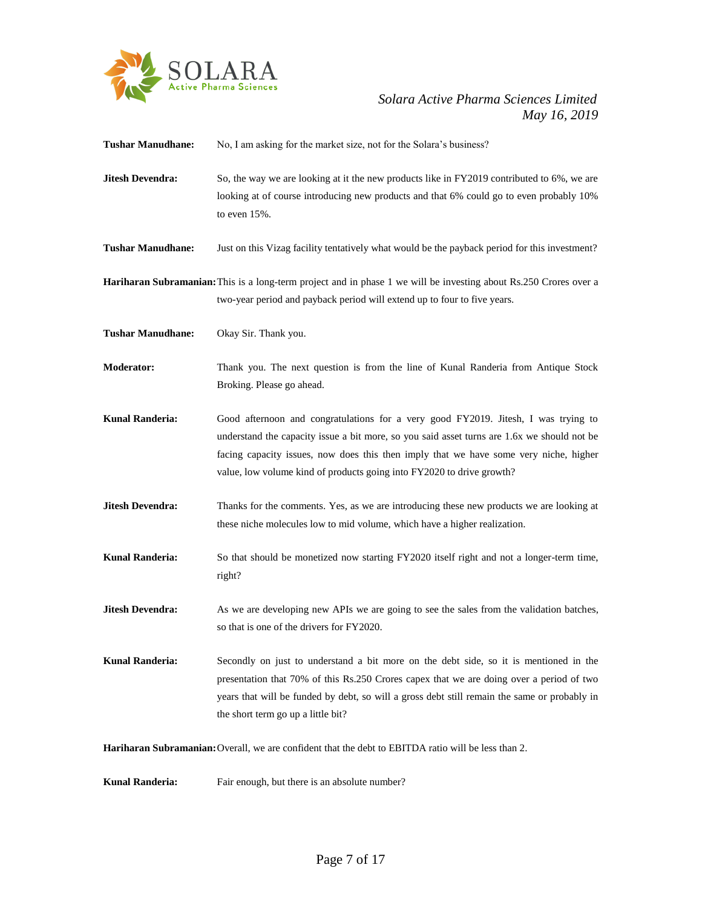**Tushar Manudhane:** No, I am asking for the market size, not for the Solara's business?

**Jitesh Devendra:** So, the way we are looking at it the new products like in FY2019 contributed to 6%, we are looking at of course introducing new products and that 6% could go to even probably 10% to even 15%.

**Tushar Manudhane:** Just on this Vizag facility tentatively what would be the payback period for this investment?

**Hariharan Subramanian:** This is a long-term project and in phase 1 we will be investing about Rs.250 Crores over a two-year period and payback period will extend up to four to five years.

**Tushar Manudhane:** Okay Sir. Thank you.

**Moderator:** Thank you. The next question is from the line of Kunal Randeria from Antique Stock Broking. Please go ahead.

**Kunal Randeria:** Good afternoon and congratulations for a very good FY2019. Jitesh, I was trying to understand the capacity issue a bit more, so you said asset turns are 1.6x we should not be facing capacity issues, now does this then imply that we have some very niche, higher value, low volume kind of products going into FY2020 to drive growth?

**Jitesh Devendra:** Thanks for the comments. Yes, as we are introducing these new products we are looking at these niche molecules low to mid volume, which have a higher realization.

**Kunal Randeria:** So that should be monetized now starting FY2020 itself right and not a longer-term time, right?

**Jitesh Devendra:** As we are developing new APIs we are going to see the sales from the validation batches, so that is one of the drivers for FY2020.

**Kunal Randeria:** Secondly on just to understand a bit more on the debt side, so it is mentioned in the presentation that 70% of this Rs.250 Crores capex that we are doing over a period of two years that will be funded by debt, so will a gross debt still remain the same or probably in the short term go up a little bit?

**Hariharan Subramanian:** Overall, we are confident that the debt to EBITDA ratio will be less than 2.

**Kunal Randeria:** Fair enough, but there is an absolute number?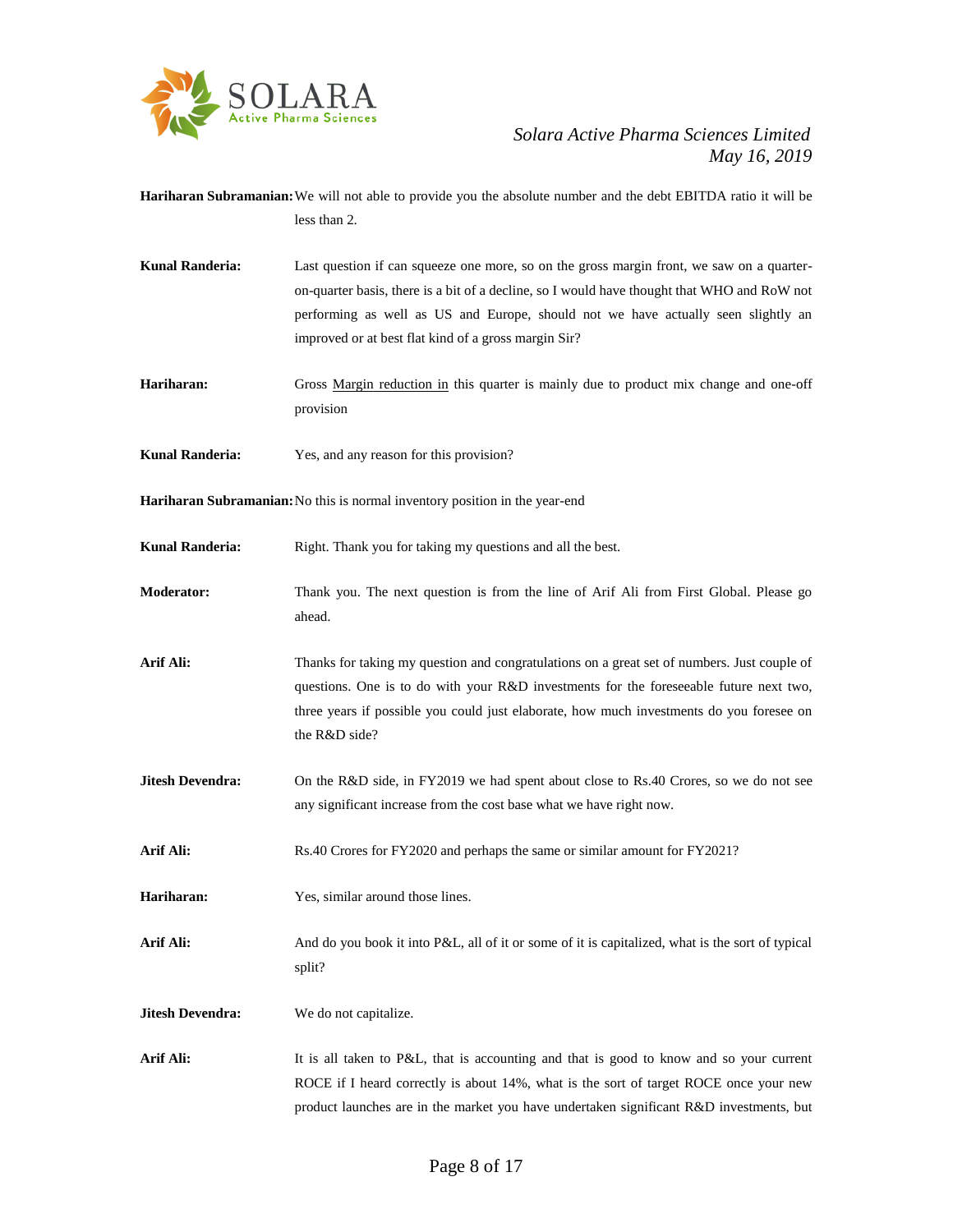**Hariharan Subramanian:** We will not able to provide you the absolute number and the debt EBITDA ratio it will be less than 2.

**Kunal Randeria:** Last question if can squeeze one more, so on the gross margin front, we saw on a quarter-on-quarter basis, there is a bit of a decline, so I would have thought that WHO and RoW not performing as well as US and Europe, should not we have actually seen slightly an improved or at best flat kind of a gross margin Sir?

**Hariharan:** Gross Margin reduction in this quarter is mainly due to product mix change and one-off provision

**Kunal Randeria:** Yes, and any reason for this provision?

**Hariharan Subramanian:** No this is normal inventory position in the year-end

**Kunal Randeria:** Right. Thank you for taking my questions and all the best.

**Moderator:** Thank you. The next question is from the line of Arif Ali from First Global. Please go ahead.

**Arif Ali:** Thanks for taking my question and congratulations on a great set of numbers. Just couple of questions. One is to do with your R&D investments for the foreseeable future next two, three years if possible you could just elaborate, how much investments do you foresee on the R&D side?

**Jitesh Devendra:** On the R&D side, in FY2019 we had spent about close to Rs.40 Crores, so we do not see any significant increase from the cost base what we have right now.

**Arif Ali:** Rs.40 Crores for FY2020 and perhaps the same or similar amount for FY2021?

**Hariharan:** Yes, similar around those lines.

**Arif Ali:** And do you book it into P&L, all of it or some of it is capitalized, what is the sort of typical split?

**Jitesh Devendra:** We do not capitalize.

**Arif Ali:** It is all taken to P&L, that is accounting and that is good to know and so your current ROCE if I heard correctly is about 14%, what is the sort of target ROCE once your new product launches are in the market you have undertaken significant R&D investments, but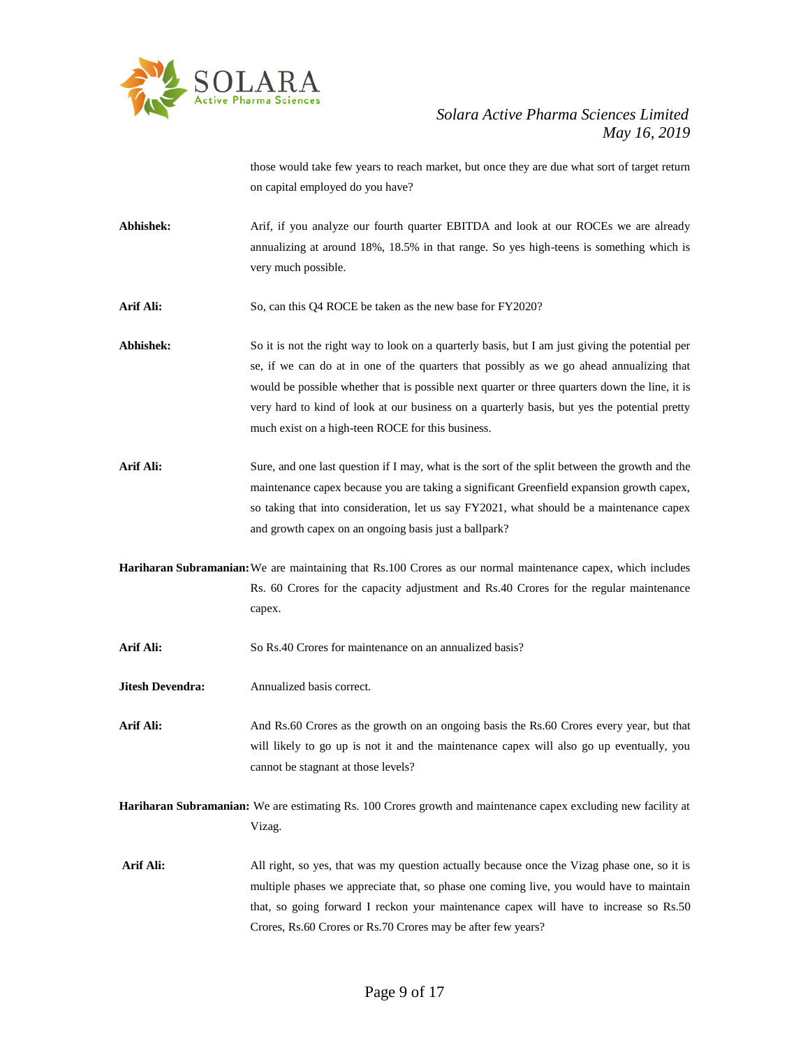those would take few years to reach market, but once they are due what sort of target return on capital employed do you have?

**Abhishek:** Arif, if you analyze our fourth quarter EBITDA and look at our ROCEs we are already annualizing at around 18%, 18.5% in that range. So yes high-teens is something which is very much possible.

**Arif Ali:** So, can this Q4 ROCE be taken as the new base for FY2020?

**Abhishek:** So it is not the right way to look on a quarterly basis, but I am just giving the potential per se, if we can do at in one of the quarters that possibly as we go ahead annualizing that would be possible whether that is possible next quarter or three quarters down the line, it is very hard to kind of look at our business on a quarterly basis, but yes the potential pretty much exist on a high-teen ROCE for this business.

**Arif Ali:** Sure, and one last question if I may, what is the sort of the split between the growth and the maintenance capex because you are taking a significant Greenfield expansion growth capex, so taking that into consideration, let us say FY2021, what should be a maintenance capex and growth capex on an ongoing basis just a ballpark?

**Hariharan Subramanian:** We are maintaining that Rs.100 Crores as our normal maintenance capex, which includes Rs. 60 Crores for the capacity adjustment and Rs.40 Crores for the regular maintenance capex.

**Arif Ali:** So Rs.40 Crores for maintenance on an annualized basis?

**Jitesh Devendra:** Annualized basis correct.

**Arif Ali:** And Rs.60 Crores as the growth on an ongoing basis the Rs.60 Crores every year, but that will likely to go up is not it and the maintenance capex will also go up eventually, you cannot be stagnant at those levels?

**Hariharan Subramanian:** We are estimating Rs. 100 Crores growth and maintenance capex excluding new facility at Vizag.

**Arif Ali:** All right, so yes, that was my question actually because once the Vizag phase one, so it is multiple phases we appreciate that, so phase one coming live, you would have to maintain that, so going forward I reckon your maintenance capex will have to increase so Rs.50 Crores, Rs.60 Crores or Rs.70 Crores may be after few years?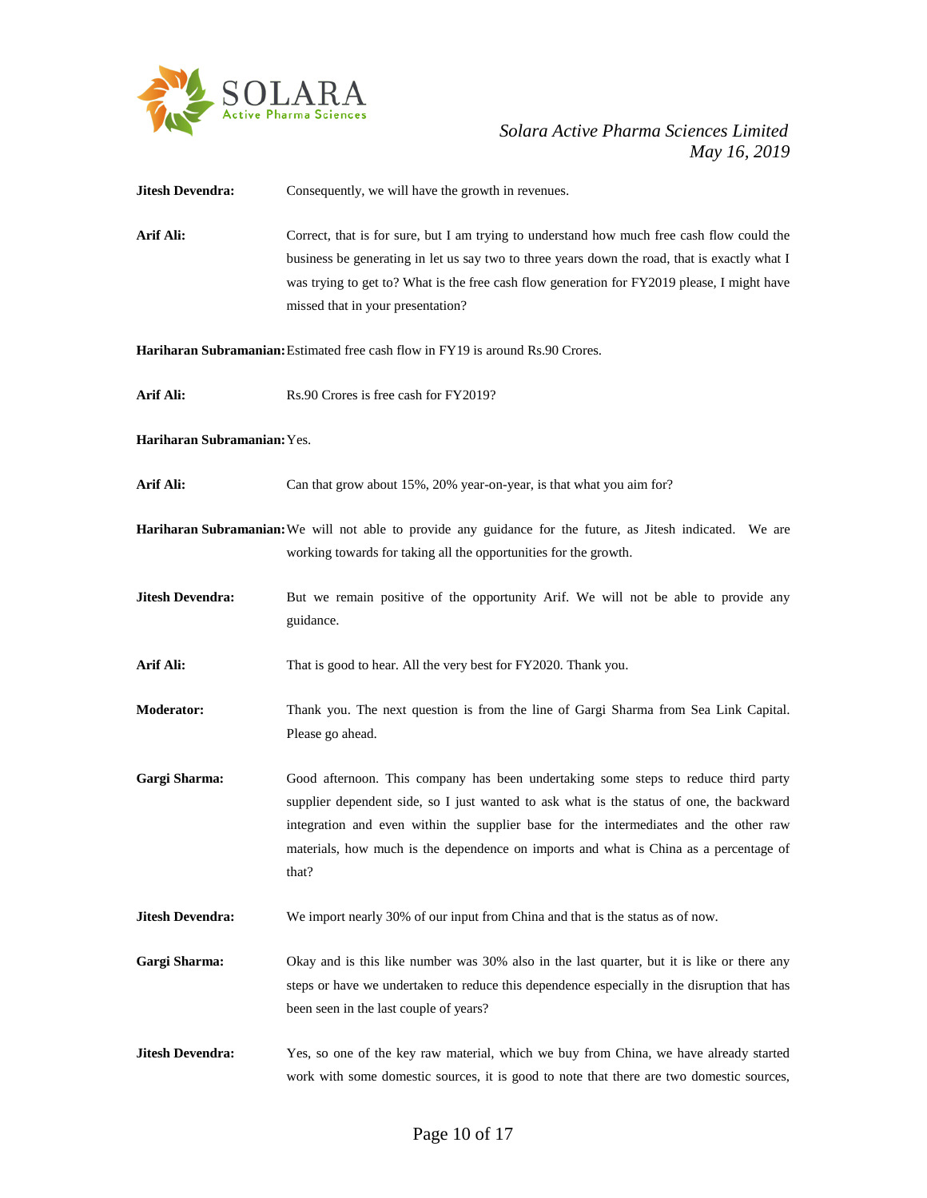**Jitesh Devendra:** Consequently, we will have the growth in revenues.

**Arif Ali:** Correct, that is for sure, but I am trying to understand how much free cash flow could the business be generating in let us say two to three years down the road, that is exactly what I was trying to get to? What is the free cash flow generation for FY2019 please, I might have missed that in your presentation?

**Hariharan Subramanian:** Estimated free cash flow in FY19 is around Rs.90 Crores.

**Arif Ali:** Rs.90 Crores is free cash for FY2019?

**Hariharan Subramanian:** Yes.

**Arif Ali:** Can that grow about 15%, 20% year-on-year, is that what you aim for?

**Hariharan Subramanian:** We will not able to provide any guidance for the future, as Jitesh indicated. We are working towards for taking all the opportunities for the growth.

**Jitesh Devendra:** But we remain positive of the opportunity Arif. We will not be able to provide any guidance.

**Arif Ali:** That is good to hear. All the very best for FY2020. Thank you.

**Moderator:** Thank you. The next question is from the line of Gargi Sharma from Sea Link Capital. Please go ahead.

**Gargi Sharma:** Good afternoon. This company has been undertaking some steps to reduce third party supplier dependent side, so I just wanted to ask what is the status of one, the backward integration and even within the supplier base for the intermediates and the other raw materials, how much is the dependence on imports and what is China as a percentage of that?

**Jitesh Devendra:** We import nearly 30% of our input from China and that is the status as of now.

**Gargi Sharma:** Okay and is this like number was 30% also in the last quarter, but it is like or there any steps or have we undertaken to reduce this dependence especially in the disruption that has been seen in the last couple of years?

**Jitesh Devendra:** Yes, so one of the key raw material, which we buy from China, we have already started work with some domestic sources, it is good to note that there are two domestic sources,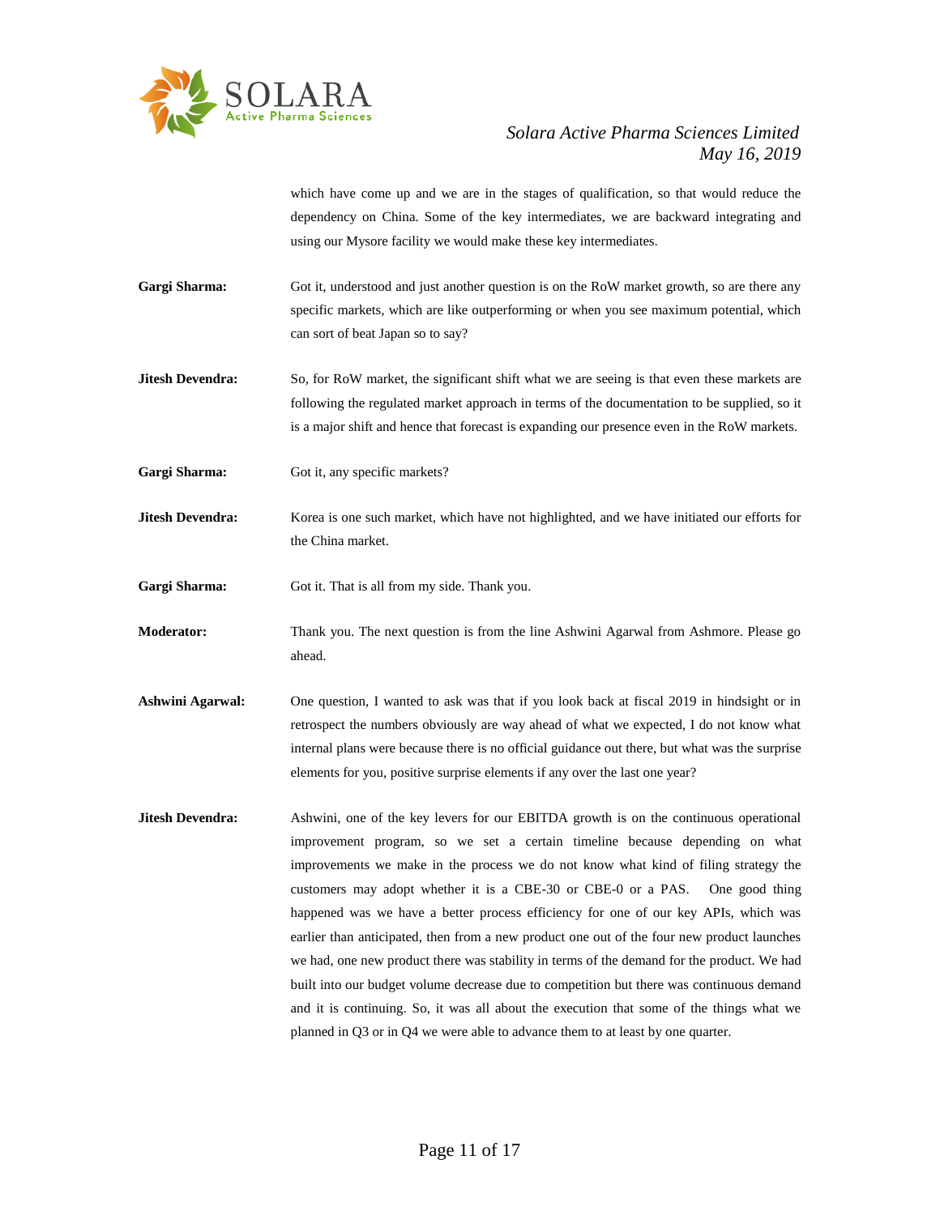which have come up and we are in the stages of qualification, so that would reduce the dependency on China. Some of the key intermediates, we are backward integrating and using our Mysore facility we would make these key intermediates.

**Gargi Sharma:** Got it, understood and just another question is on the RoW market growth, so are there any specific markets, which are like outperforming or when you see maximum potential, which can sort of beat Japan so to say?

**Jitesh Devendra:** So, for RoW market, the significant shift what we are seeing is that even these markets are following the regulated market approach in terms of the documentation to be supplied, so it is a major shift and hence that forecast is expanding our presence even in the RoW markets.

**Gargi Sharma:** Got it, any specific markets?

**Jitesh Devendra:** Korea is one such market, which have not highlighted, and we have initiated our efforts for the China market.

**Gargi Sharma:** Got it. That is all from my side. Thank you.

**Moderator:** Thank you. The next question is from the line Ashwini Agarwal from Ashmore. Please go ahead.

**Ashwini Agarwal:** One question, I wanted to ask was that if you look back at fiscal 2019 in hindsight or in retrospect the numbers obviously are way ahead of what we expected, I do not know what internal plans were because there is no official guidance out there, but what was the surprise elements for you, positive surprise elements if any over the last one year?

**Jitesh Devendra:** Ashwini, one of the key levers for our EBITDA growth is on the continuous operational improvement program, so we set a certain timeline because depending on what improvements we make in the process we do not know what kind of filing strategy the customers may adopt whether it is a CBE-30 or CBE-0 or a PAS. One good thing happened was we have a better process efficiency for one of our key APIs, which was earlier than anticipated, then from a new product one out of the four new product launches we had, one new product there was stability in terms of the demand for the product. We had built into our budget volume decrease due to competition but there was continuous demand and it is continuing. So, it was all about the execution that some of the things what we planned in Q3 or in Q4 we were able to advance them to at least by one quarter.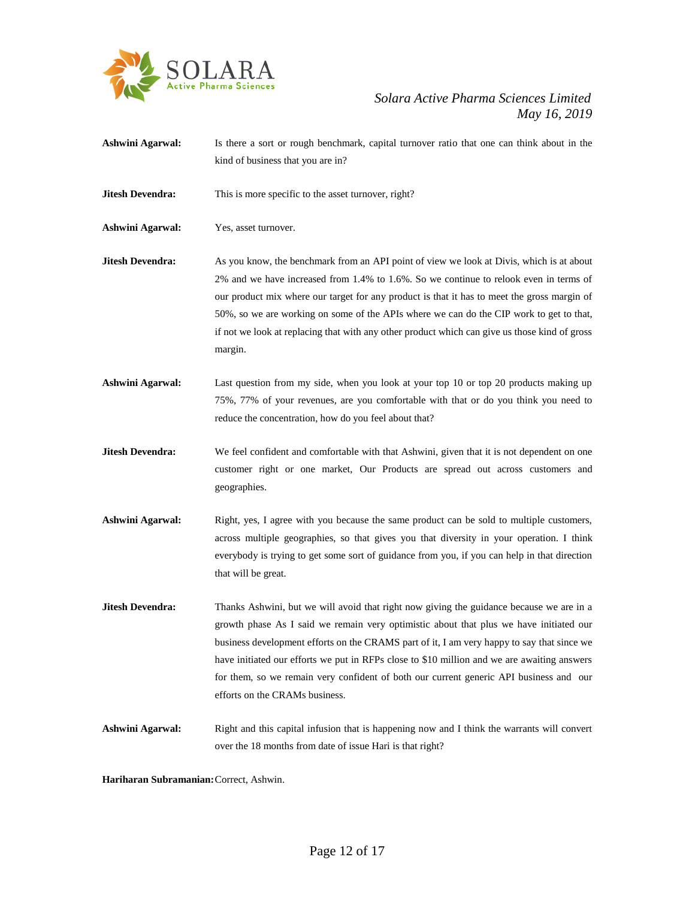**Ashwini Agarwal:** Is there a sort or rough benchmark, capital turnover ratio that one can think about in the kind of business that you are in?

**Jitesh Devendra:** This is more specific to the asset turnover, right?

**Ashwini Agarwal:** Yes, asset turnover.

**Jitesh Devendra:** As you know, the benchmark from an API point of view we look at Divis, which is at about 2% and we have increased from 1.4% to 1.6%. So we continue to relook even in terms of our product mix where our target for any product is that it has to meet the gross margin of 50%, so we are working on some of the APIs where we can do the CIP work to get to that, if not we look at replacing that with any other product which can give us those kind of gross margin.

**Ashwini Agarwal:** Last question from my side, when you look at your top 10 or top 20 products making up 75%, 77% of your revenues, are you comfortable with that or do you think you need to reduce the concentration, how do you feel about that?

**Jitesh Devendra:** We feel confident and comfortable with that Ashwini, given that it is not dependent on one customer right or one market, Our Products are spread out across customers and geographies.

**Ashwini Agarwal:** Right, yes, I agree with you because the same product can be sold to multiple customers, across multiple geographies, so that gives you that diversity in your operation. I think everybody is trying to get some sort of guidance from you, if you can help in that direction that will be great.

**Jitesh Devendra:** Thanks Ashwini, but we will avoid that right now giving the guidance because we are in a growth phase As I said we remain very optimistic about that plus we have initiated our business development efforts on the CRAMS part of it, I am very happy to say that since we have initiated our efforts we put in RFPs close to $10 million and we are awaiting answers for them, so we remain very confident of both our current generic API business and our efforts on the CRAMs business.

**Ashwini Agarwal:** Right and this capital infusion that is happening now and I think the warrants will convert over the 18 months from date of issue Hari is that right?

**Hariharan Subramanian:** Correct, Ashwin.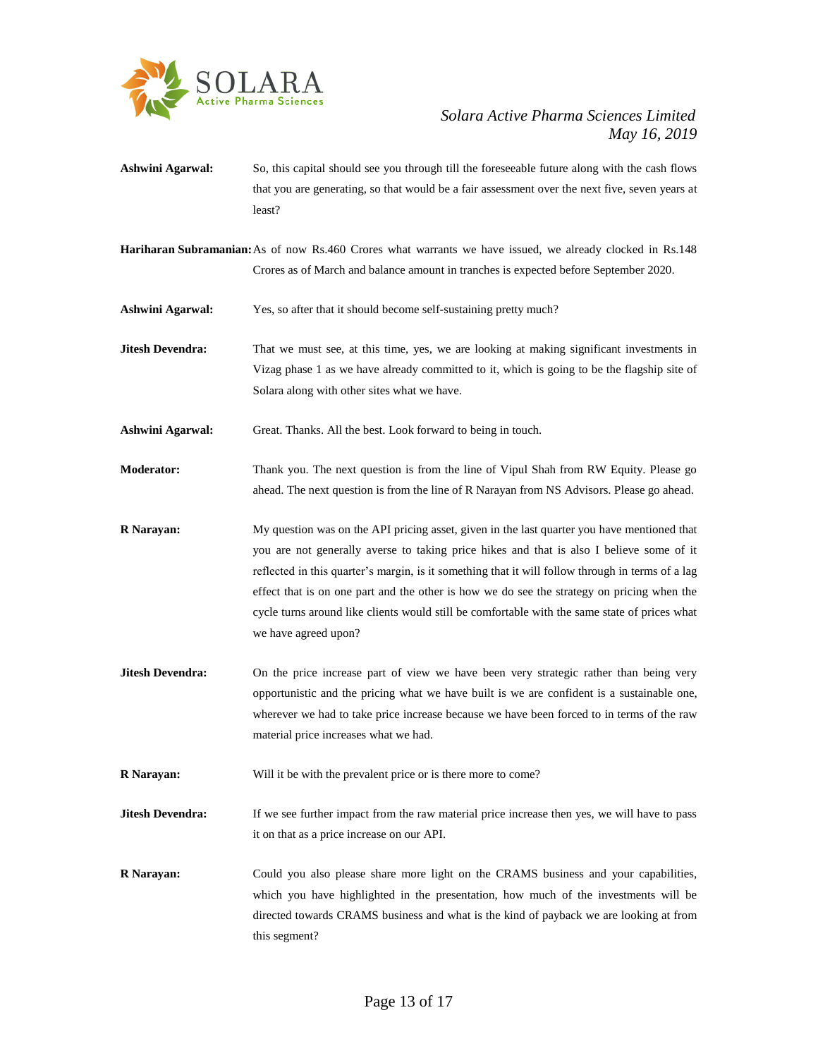**Ashwini Agarwal:** So, this capital should see you through till the foreseeable future along with the cash flows that you are generating, so that would be a fair assessment over the next five, seven years at least?

**Hariharan Subramanian:** As of now Rs.460 Crores what warrants we have issued, we already clocked in Rs.148 Crores as of March and balance amount in tranches is expected before September 2020.

**Ashwini Agarwal:** Yes, so after that it should become self-sustaining pretty much?

**Jitesh Devendra:** That we must see, at this time, yes, we are looking at making significant investments in Vizag phase 1 as we have already committed to it, which is going to be the flagship site of Solara along with other sites what we have.

**Ashwini Agarwal:** Great. Thanks. All the best. Look forward to being in touch.

**Moderator:** Thank you. The next question is from the line of Vipul Shah from RW Equity. Please go ahead. The next question is from the line of R Narayan from NS Advisors. Please go ahead.

**R Narayan:** My question was on the API pricing asset, given in the last quarter you have mentioned that you are not generally averse to taking price hikes and that is also I believe some of it reflected in this quarter's margin, is it something that it will follow through in terms of a lag effect that is on one part and the other is how we do see the strategy on pricing when the cycle turns around like clients would still be comfortable with the same state of prices what we have agreed upon?

**Jitesh Devendra:** On the price increase part of view we have been very strategic rather than being very opportunistic and the pricing what we have built is we are confident is a sustainable one, wherever we had to take price increase because we have been forced to in terms of the raw material price increases what we had.

**R Narayan:** Will it be with the prevalent price or is there more to come?

**Jitesh Devendra:** If we see further impact from the raw material price increase then yes, we will have to pass it on that as a price increase on our API.

**R Narayan:** Could you also please share more light on the CRAMS business and your capabilities, which you have highlighted in the presentation, how much of the investments will be directed towards CRAMS business and what is the kind of payback we are looking at from this segment?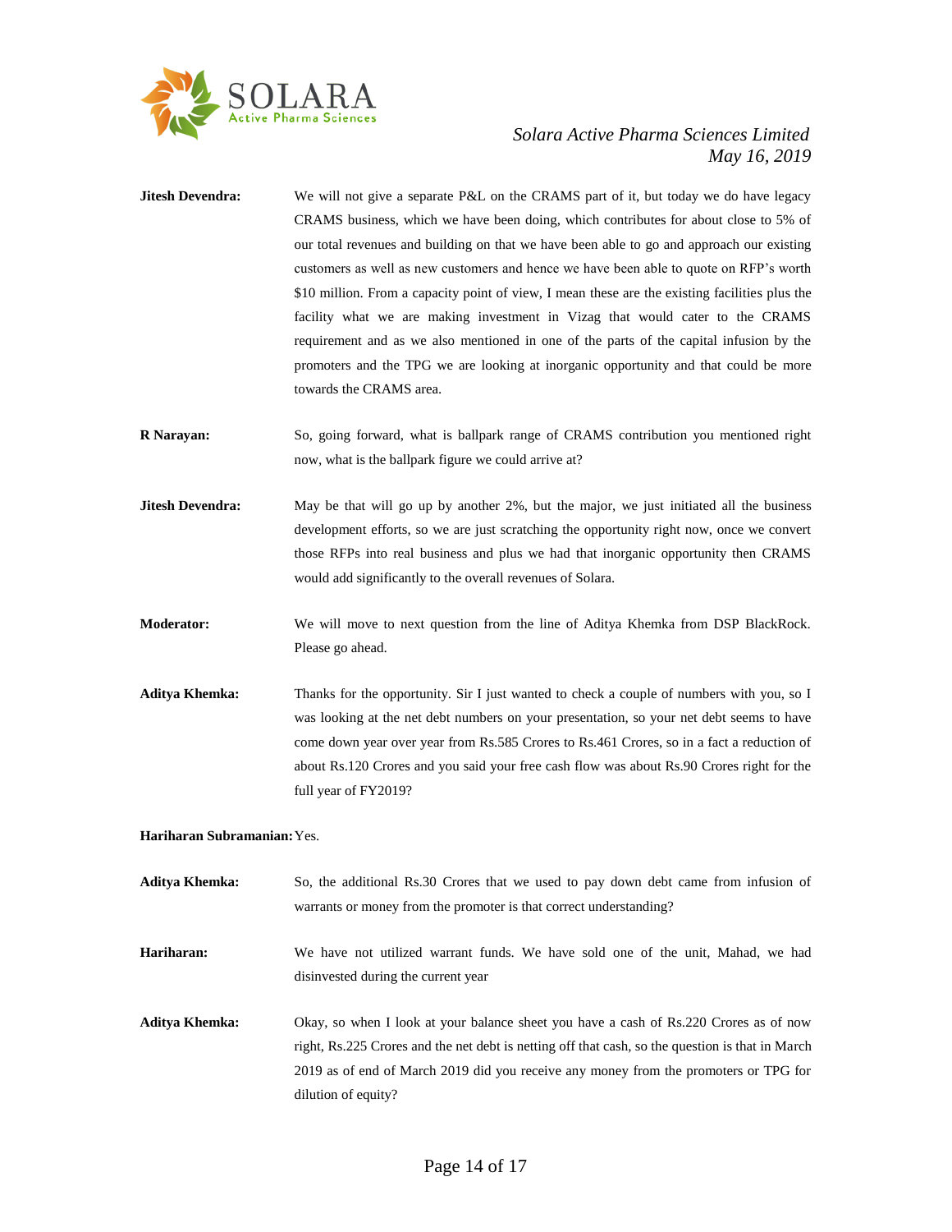**Jitesh Devendra:** We will not give a separate P&L on the CRAMS part of it, but today we do have legacy CRAMS business, which we have been doing, which contributes for about close to 5% of our total revenues and building on that we have been able to go and approach our existing customers as well as new customers and hence we have been able to quote on RFP's worth \$10 million. From a capacity point of view, I mean these are the existing facilities plus the facility what we are making investment in Vizag that would cater to the CRAMS requirement and as we also mentioned in one of the parts of the capital infusion by the promoters and the TPG we are looking at inorganic opportunity and that could be more towards the CRAMS area.

**R Narayan:** So, going forward, what is ballpark range of CRAMS contribution you mentioned right now, what is the ballpark figure we could arrive at?

**Jitesh Devendra:** May be that will go up by another 2%, but the major, we just initiated all the business development efforts, so we are just scratching the opportunity right now, once we convert those RFPs into real business and plus we had that inorganic opportunity then CRAMS would add significantly to the overall revenues of Solara.

**Moderator:** We will move to next question from the line of Aditya Khemka from DSP BlackRock. Please go ahead.

**Aditya Khemka:** Thanks for the opportunity. Sir I just wanted to check a couple of numbers with you, so I was looking at the net debt numbers on your presentation, so your net debt seems to have come down year over year from Rs.585 Crores to Rs.461 Crores, so in a fact a reduction of about Rs.120 Crores and you said your free cash flow was about Rs.90 Crores right for the full year of FY2019?

**Hariharan Subramanian:** Yes.

**Aditya Khemka:** So, the additional Rs.30 Crores that we used to pay down debt came from infusion of warrants or money from the promoter is that correct understanding?

**Hariharan:** We have not utilized warrant funds. We have sold one of the unit, Mahad, we had disinvested during the current year

**Aditya Khemka:** Okay, so when I look at your balance sheet you have a cash of Rs.220 Crores as of now right, Rs.225 Crores and the net debt is netting off that cash, so the question is that in March 2019 as of end of March 2019 did you receive any money from the promoters or TPG for dilution of equity?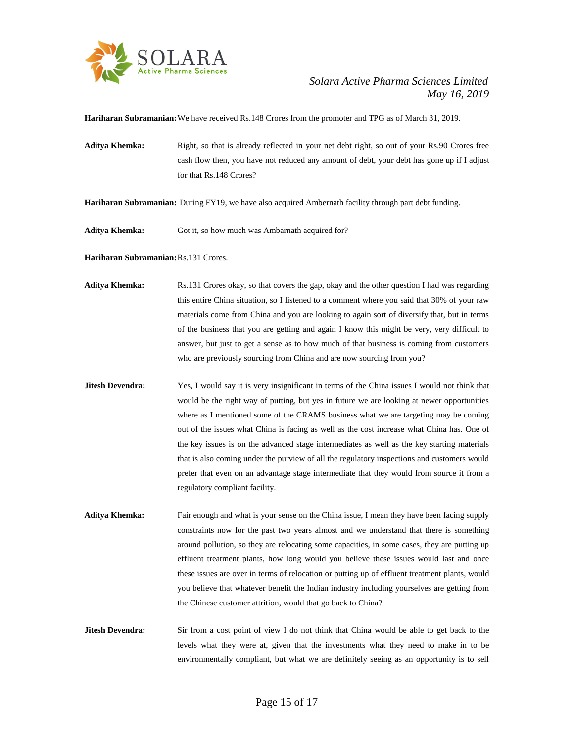**Hariharan Subramanian:** We have received Rs.148 Crores from the promoter and TPG as of March 31, 2019.

**Aditya Khemka:** Right, so that is already reflected in your net debt right, so out of your Rs.90 Crores free cash flow then, you have not reduced any amount of debt, your debt has gone up if I adjust for that Rs.148 Crores?

**Hariharan Subramanian:** During FY19, we have also acquired Ambernath facility through part debt funding.

**Aditya Khemka:** Got it, so how much was Ambarnath acquired for?

**Hariharan Subramanian:** Rs.131 Crores.

**Aditya Khemka:** Rs.131 Crores okay, so that covers the gap, okay and the other question I had was regarding this entire China situation, so I listened to a comment where you said that 30% of your raw materials come from China and you are looking to again sort of diversify that, but in terms of the business that you are getting and again I know this might be very, very difficult to answer, but just to get a sense as to how much of that business is coming from customers who are previously sourcing from China and are now sourcing from you?

**Jitesh Devendra:** Yes, I would say it is very insignificant in terms of the China issues I would not think that would be the right way of putting, but yes in future we are looking at newer opportunities where as I mentioned some of the CRAMS business what we are targeting may be coming out of the issues what China is facing as well as the cost increase what China has. One of the key issues is on the advanced stage intermediates as well as the key starting materials that is also coming under the purview of all the regulatory inspections and customers would prefer that even on an advantage stage intermediate that they would from source it from a regulatory compliant facility.

**Aditya Khemka:** Fair enough and what is your sense on the China issue, I mean they have been facing supply constraints now for the past two years almost and we understand that there is something around pollution, so they are relocating some capacities, in some cases, they are putting up effluent treatment plants, how long would you believe these issues would last and once these issues are over in terms of relocation or putting up of effluent treatment plants, would you believe that whatever benefit the Indian industry including yourselves are getting from the Chinese customer attrition, would that go back to China?

**Jitesh Devendra:** Sir from a cost point of view I do not think that China would be able to get back to the levels what they were at, given that the investments what they need to make in to be environmentally compliant, but what we are definitely seeing as an opportunity is to sell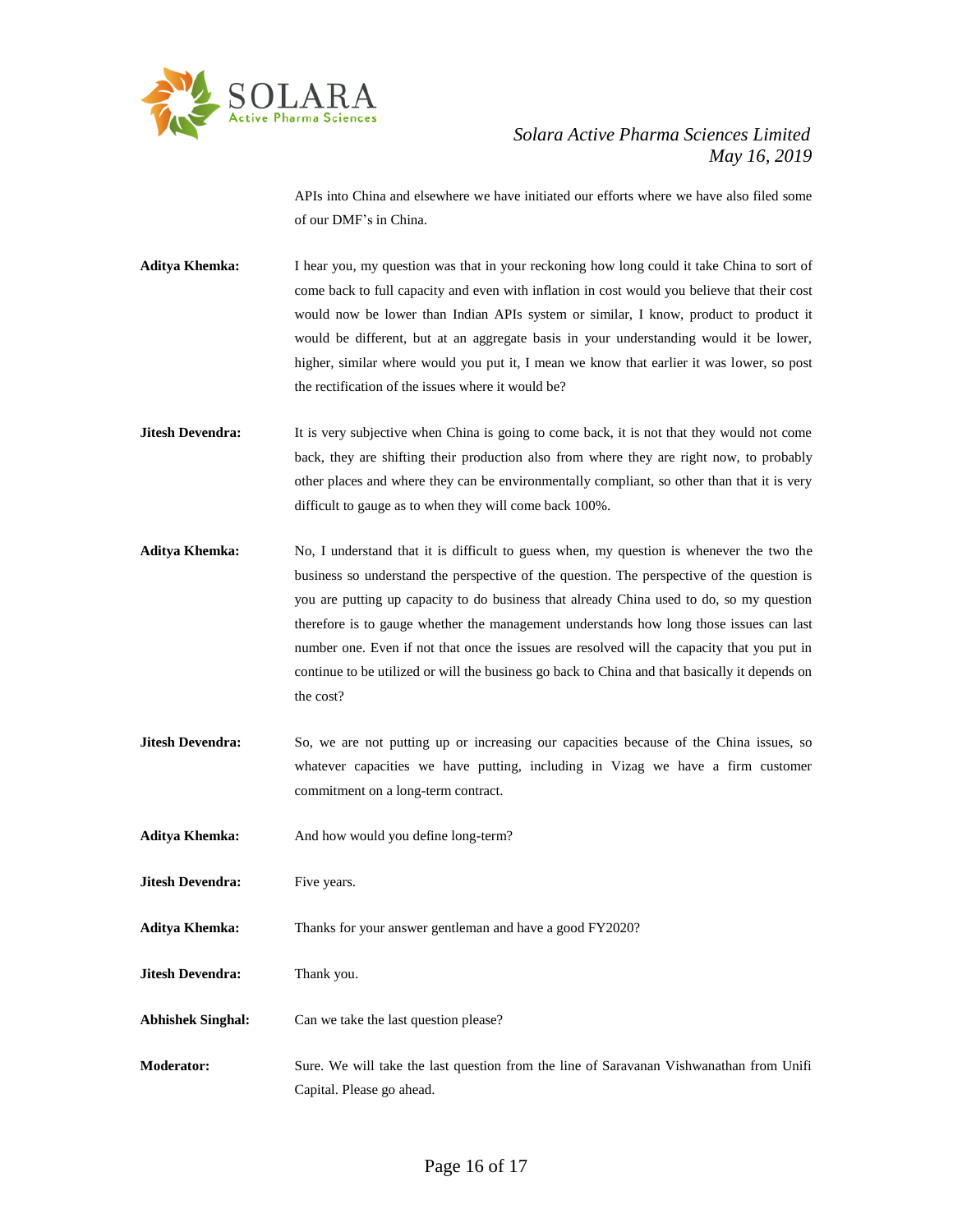APIs into China and elsewhere we have initiated our efforts where we have also filed some of our DMF's in China.

**Aditya Khemka:** I hear you, my question was that in your reckoning how long could it take China to sort of come back to full capacity and even with inflation in cost would you believe that their cost would now be lower than Indian APIs system or similar, I know, product to product it would be different, but at an aggregate basis in your understanding would it be lower, higher, similar where would you put it, I mean we know that earlier it was lower, so post the rectification of the issues where it would be?

**Jitesh Devendra:** It is very subjective when China is going to come back, it is not that they would not come back, they are shifting their production also from where they are right now, to probably other places and where they can be environmentally compliant, so other than that it is very difficult to gauge as to when they will come back 100%.

**Aditya Khemka:** No, I understand that it is difficult to guess when, my question is whenever the two the business so understand the perspective of the question. The perspective of the question is you are putting up capacity to do business that already China used to do, so my question therefore is to gauge whether the management understands how long those issues can last number one. Even if not that once the issues are resolved will the capacity that you put in continue to be utilized or will the business go back to China and that basically it depends on the cost?

**Jitesh Devendra:** So, we are not putting up or increasing our capacities because of the China issues, so whatever capacities we have putting, including in Vizag we have a firm customer commitment on a long-term contract.

**Aditya Khemka:** And how would you define long-term?

**Jitesh Devendra:** Five years.

**Aditya Khemka:** Thanks for your answer gentleman and have a good FY2020?

**Jitesh Devendra:** Thank you.

**Abhishek Singhal:** Can we take the last question please?

**Moderator:** Sure. We will take the last question from the line of Saravanan Vishwanathan from Unifi Capital. Please go ahead.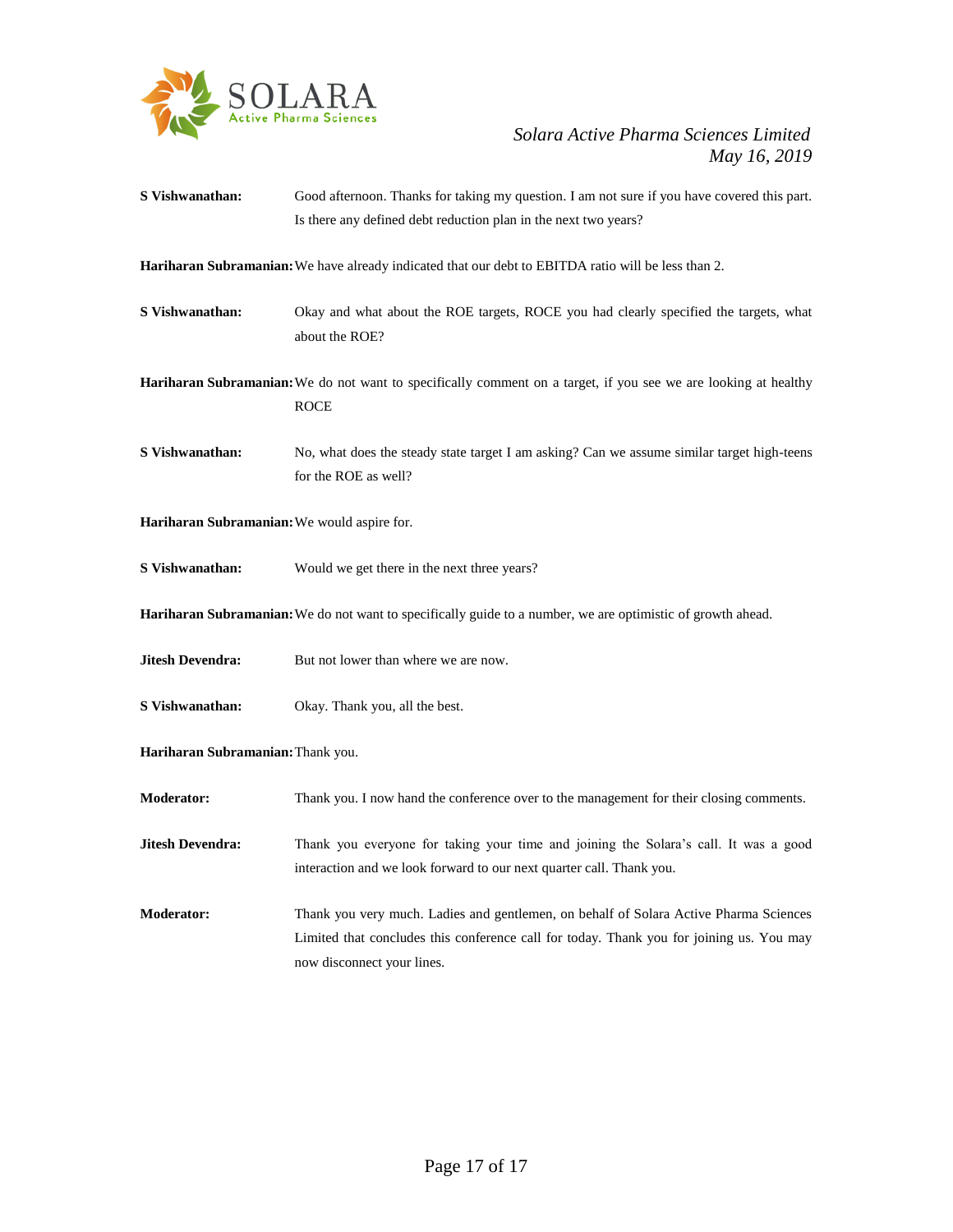**S Vishwanathan:** Good afternoon. Thanks for taking my question. I am not sure if you have covered this part. Is there any defined debt reduction plan in the next two years?

**Hariharan Subramanian:** We have already indicated that our debt to EBITDA ratio will be less than 2.

**S Vishwanathan:** Okay and what about the ROE targets, ROCE you had clearly specified the targets, what about the ROE?

**Hariharan Subramanian:** We do not want to specifically comment on a target, if you see we are looking at healthy ROCE

**S Vishwanathan:** No, what does the steady state target I am asking? Can we assume similar target high-teens for the ROE as well?

**Hariharan Subramanian:** We would aspire for.

**S Vishwanathan:** Would we get there in the next three years?

**Hariharan Subramanian:** We do not want to specifically guide to a number, we are optimistic of growth ahead.

**Jitesh Devendra:** But not lower than where we are now.

**S Vishwanathan:** Okay. Thank you, all the best.

**Hariharan Subramanian:** Thank you.

**Moderator:** Thank you. I now hand the conference over to the management for their closing comments.

**Jitesh Devendra:** Thank you everyone for taking your time and joining the Solara's call. It was a good interaction and we look forward to our next quarter call. Thank you.

**Moderator:** Thank you very much. Ladies and gentlemen, on behalf of Solara Active Pharma Sciences Limited that concludes this conference call for today. Thank you for joining us. You may now disconnect your lines.